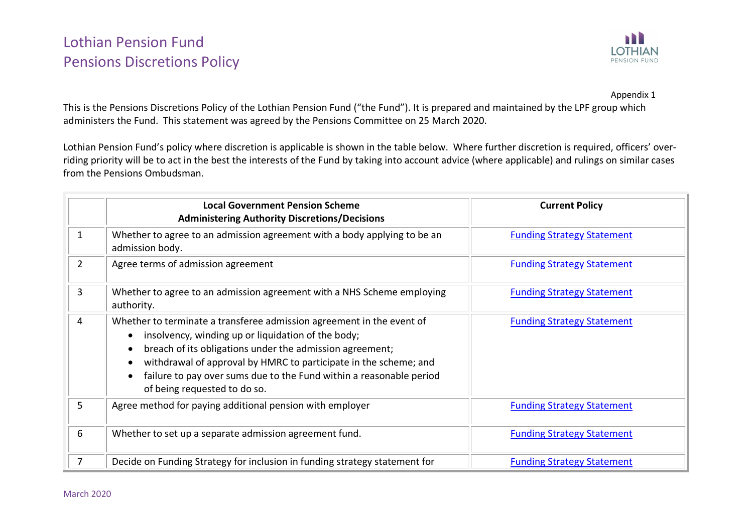# Lothian Pension Fund
# Pensions Discretions Policy

Appendix 1

This is the Pensions Discretions Policy of the Lothian Pension Fund ("the Fund"). It is prepared and maintained by the LPF group which administers the Fund. This statement was agreed by the Pensions Committee on 25 March 2020.

Lothian Pension Fund's policy where discretion is applicable is shown in the table below. Where further discretion is required, officers' over-riding priority will be to act in the best the interests of the Fund by taking into account advice (where applicable) and rulings on similar cases from the Pensions Ombudsman.

| | **Local Government Pension Scheme Administering Authority Discretions/Decisions** | **Current Policy** |
|---|---|---|
| 1 | Whether to agree to an admission agreement with a body applying to be an admission body. | [Funding Strategy Statement] |
| 2 | Agree terms of admission agreement | [Funding Strategy Statement] |
| 3 | Whether to agree to an admission agreement with a NHS Scheme employing authority. | [Funding Strategy Statement] |
| 4 | Whether to terminate a transferee admission agreement in the event of <br>• insolvency, winding up or liquidation of the body;<br>• breach of its obligations under the admission agreement;<br>• withdrawal of approval by HMRC to participate in the scheme; and<br>• failure to pay over sums due to the Fund within a reasonable period of being requested to do so. | [Funding Strategy Statement] |
| 5 | Agree method for paying additional pension with employer | [Funding Strategy Statement] |
| 6 | Whether to set up a separate admission agreement fund. | [Funding Strategy Statement] |
| 7 | Decide on Funding Strategy for inclusion in funding strategy statement for | [Funding Strategy Statement] |

March 2020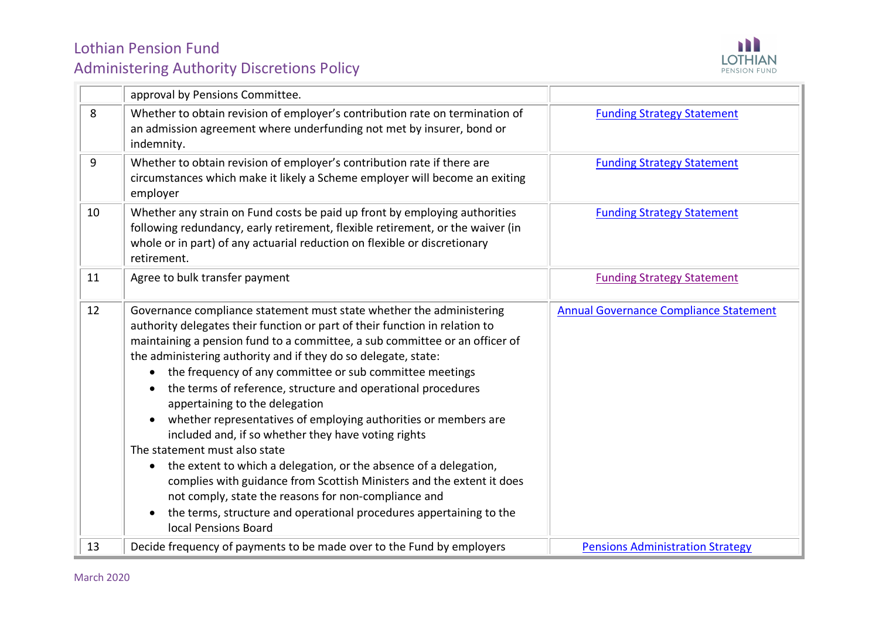| | | |
|---|---|---|
| | approval by Pensions Committee. | |
| 8 | Whether to obtain revision of employer's contribution rate on termination of an admission agreement where underfunding not met by insurer, bond or indemnity. | Funding Strategy Statement |
| 9 | Whether to obtain revision of employer's contribution rate if there are circumstances which make it likely a Scheme employer will become an exiting employer | Funding Strategy Statement |
| 10 | Whether any strain on Fund costs be paid up front by employing authorities following redundancy, early retirement, flexible retirement, or the waiver (in whole or in part) of any actuarial reduction on flexible or discretionary retirement. | Funding Strategy Statement |
| 11 | Agree to bulk transfer payment | Funding Strategy Statement |
| 12 | Governance compliance statement must state whether the administering authority delegates their function or part of their function in relation to maintaining a pension fund to a committee, a sub committee or an officer of the administering authority and if they do so delegate, state:<br>• the frequency of any committee or sub committee meetings<br>• the terms of reference, structure and operational procedures appertaining to the delegation<br>• whether representatives of employing authorities or members are included and, if so whether they have voting rights<br>The statement must also state<br>• the extent to which a delegation, or the absence of a delegation, complies with guidance from Scottish Ministers and the extent it does not comply, state the reasons for non-compliance and<br>• the terms, structure and operational procedures appertaining to the local Pensions Board | Annual Governance Compliance Statement |
| 13 | Decide frequency of payments to be made over to the Fund by employers | Pensions Administration Strategy |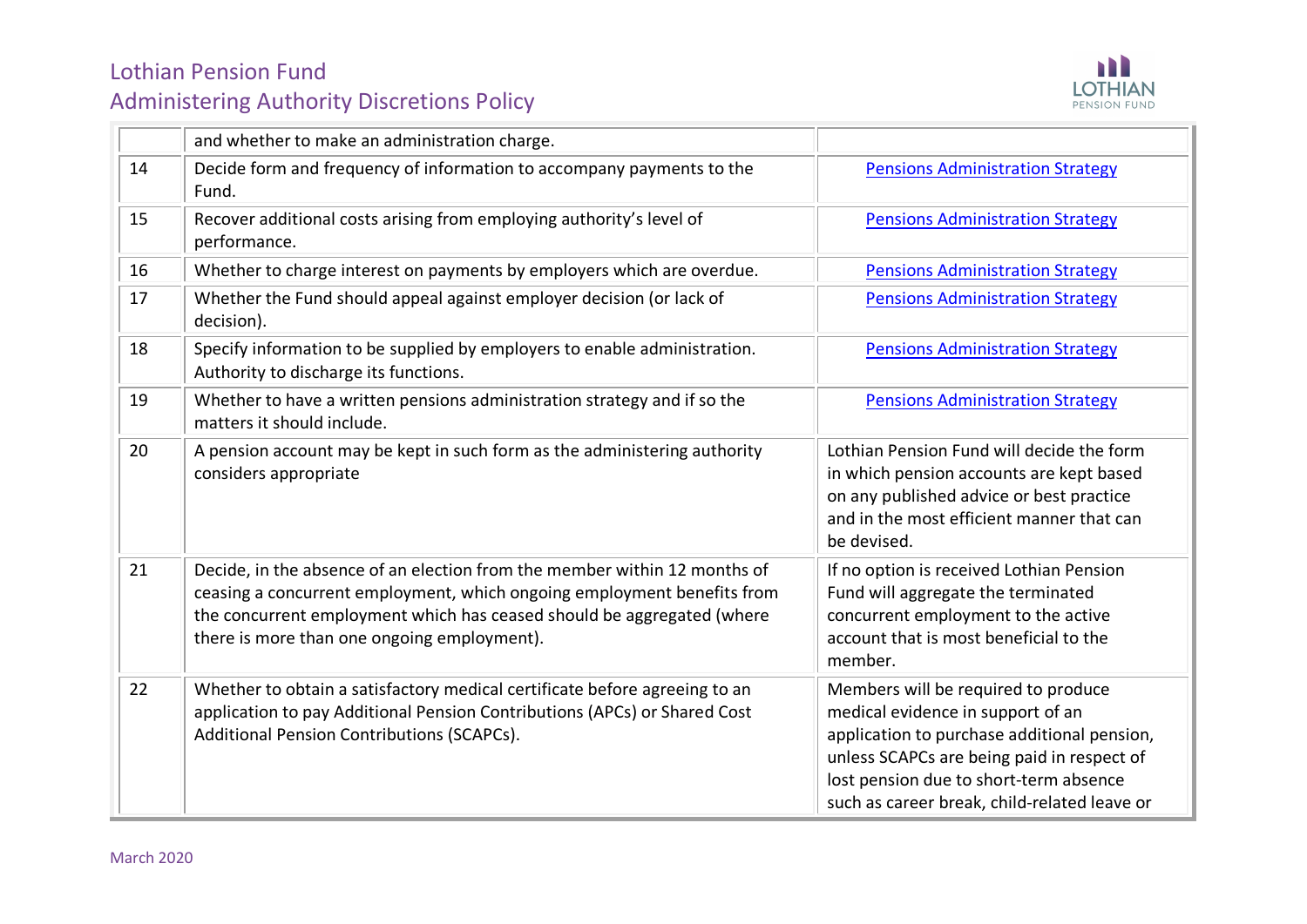| | | |
|---|---|---|
| | and whether to make an administration charge. | |
| 14 | Decide form and frequency of information to accompany payments to the Fund. | Pensions Administration Strategy |
| 15 | Recover additional costs arising from employing authority's level of performance. | Pensions Administration Strategy |
| 16 | Whether to charge interest on payments by employers which are overdue. | Pensions Administration Strategy |
| 17 | Whether the Fund should appeal against employer decision (or lack of decision). | Pensions Administration Strategy |
| 18 | Specify information to be supplied by employers to enable administration. Authority to discharge its functions. | Pensions Administration Strategy |
| 19 | Whether to have a written pensions administration strategy and if so the matters it should include. | Pensions Administration Strategy |
| 20 | A pension account may be kept in such form as the administering authority considers appropriate | Lothian Pension Fund will decide the form in which pension accounts are kept based on any published advice or best practice and in the most efficient manner that can be devised. |
| 21 | Decide, in the absence of an election from the member within 12 months of ceasing a concurrent employment, which ongoing employment benefits from the concurrent employment which has ceased should be aggregated (where there is more than one ongoing employment). | If no option is received Lothian Pension Fund will aggregate the terminated concurrent employment to the active account that is most beneficial to the member. |
| 22 | Whether to obtain a satisfactory medical certificate before agreeing to an application to pay Additional Pension Contributions (APCs) or Shared Cost Additional Pension Contributions (SCAPCs). | Members will be required to produce medical evidence in support of an application to purchase additional pension, unless SCAPCs are being paid in respect of lost pension due to short-term absence such as career break, child-related leave or |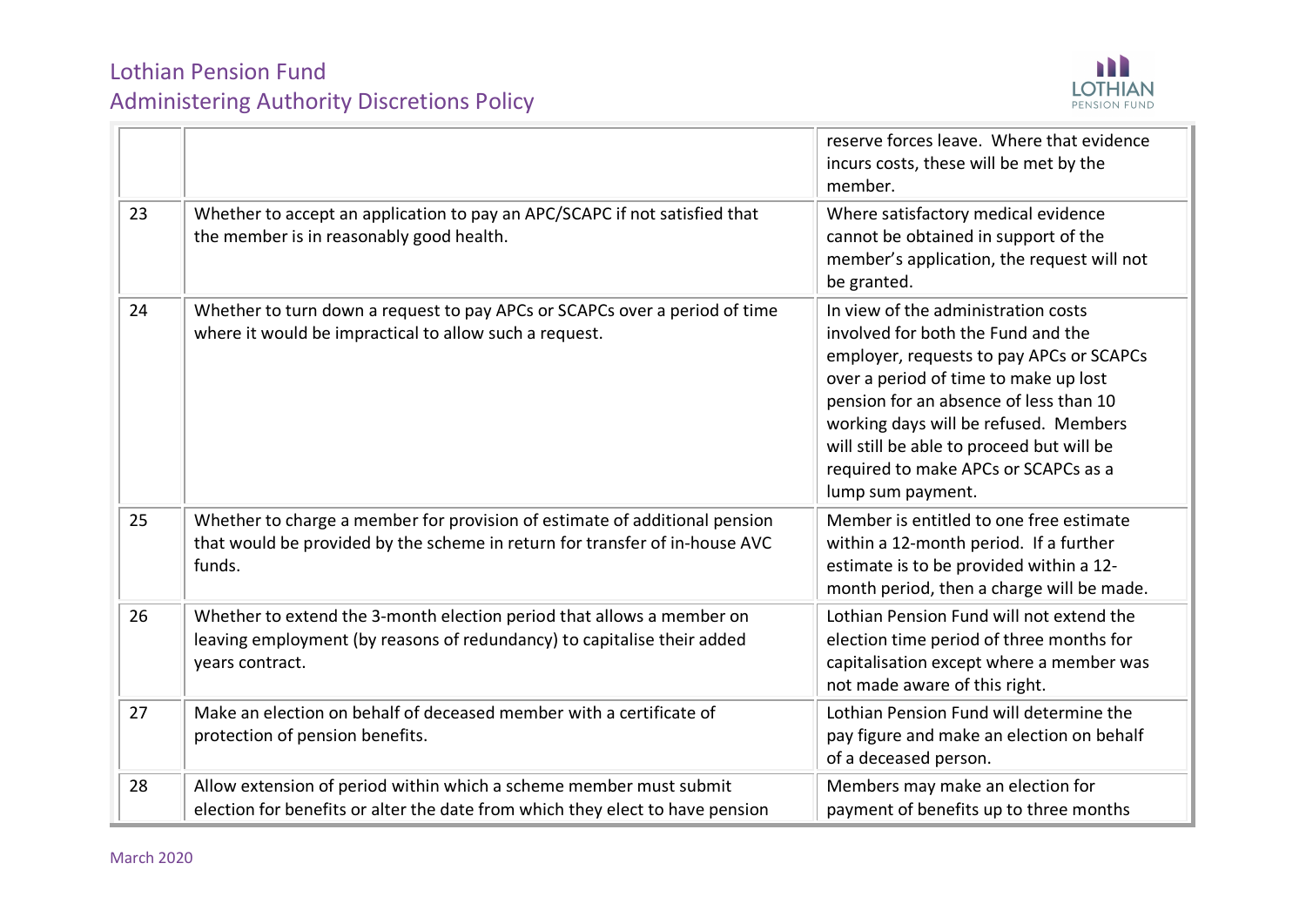|  |  |  |
|---|---|---|
|  |  | reserve forces leave. Where that evidence incurs costs, these will be met by the member. |
| 23 | Whether to accept an application to pay an APC/SCAPC if not satisfied that the member is in reasonably good health. | Where satisfactory medical evidence cannot be obtained in support of the member's application, the request will not be granted. |
| 24 | Whether to turn down a request to pay APCs or SCAPCs over a period of time where it would be impractical to allow such a request. | In view of the administration costs involved for both the Fund and the employer, requests to pay APCs or SCAPCs over a period of time to make up lost pension for an absence of less than 10 working days will be refused. Members will still be able to proceed but will be required to make APCs or SCAPCs as a lump sum payment. |
| 25 | Whether to charge a member for provision of estimate of additional pension that would be provided by the scheme in return for transfer of in-house AVC funds. | Member is entitled to one free estimate within a 12-month period. If a further estimate is to be provided within a 12-month period, then a charge will be made. |
| 26 | Whether to extend the 3-month election period that allows a member on leaving employment (by reasons of redundancy) to capitalise their added years contract. | Lothian Pension Fund will not extend the election time period of three months for capitalisation except where a member was not made aware of this right. |
| 27 | Make an election on behalf of deceased member with a certificate of protection of pension benefits. | Lothian Pension Fund will determine the pay figure and make an election on behalf of a deceased person. |
| 28 | Allow extension of period within which a scheme member must submit election for benefits or alter the date from which they elect to have pension | Members may make an election for payment of benefits up to three months |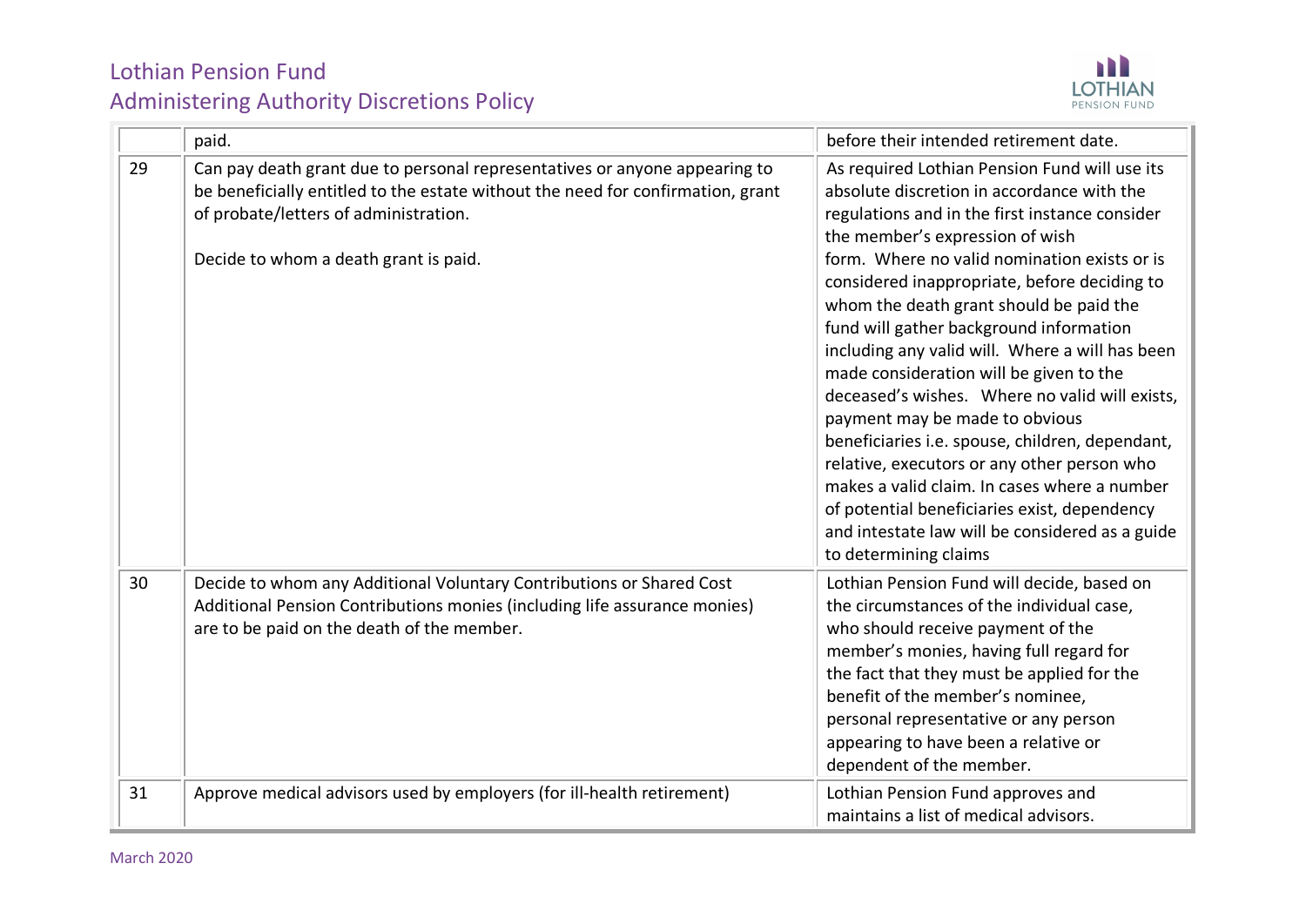| | | |
|---|---|---|
| | paid. | before their intended retirement date. |
| 29 | Can pay death grant due to personal representatives or anyone appearing to be beneficially entitled to the estate without the need for confirmation, grant of probate/letters of administration.<br><br>Decide to whom a death grant is paid. | As required Lothian Pension Fund will use its absolute discretion in accordance with the regulations and in the first instance consider the member's expression of wish form. Where no valid nomination exists or is considered inappropriate, before deciding to whom the death grant should be paid the fund will gather background information including any valid will. Where a will has been made consideration will be given to the deceased's wishes. Where no valid will exists, payment may be made to obvious beneficiaries i.e. spouse, children, dependant, relative, executors or any other person who makes a valid claim. In cases where a number of potential beneficiaries exist, dependency and intestate law will be considered as a guide to determining claims |
| 30 | Decide to whom any Additional Voluntary Contributions or Shared Cost Additional Pension Contributions monies (including life assurance monies) are to be paid on the death of the member. | Lothian Pension Fund will decide, based on the circumstances of the individual case, who should receive payment of the member's monies, having full regard for the fact that they must be applied for the benefit of the member's nominee, personal representative or any person appearing to have been a relative or dependent of the member. |
| 31 | Approve medical advisors used by employers (for ill-health retirement) | Lothian Pension Fund approves and maintains a list of medical advisors. |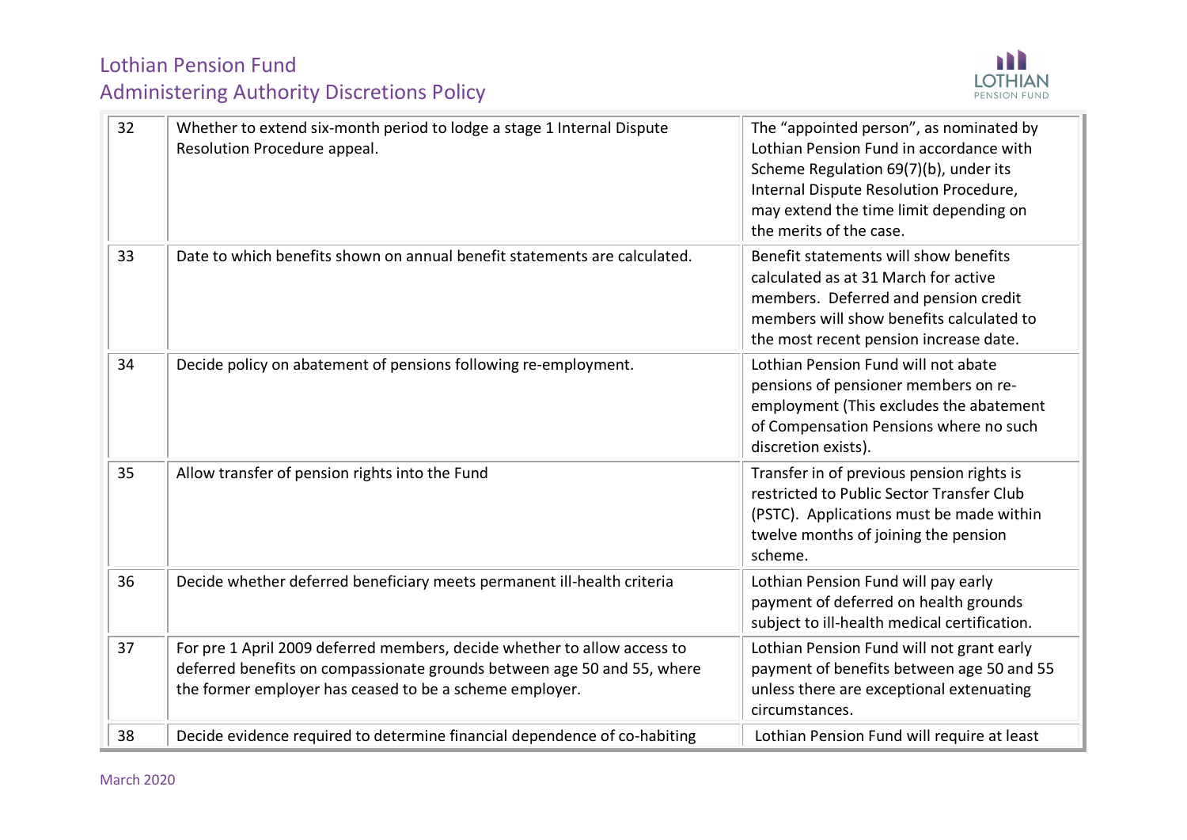| 32 | Whether to extend six-month period to lodge a stage 1 Internal Dispute Resolution Procedure appeal. | The “appointed person”, as nominated by Lothian Pension Fund in accordance with Scheme Regulation 69(7)(b), under its Internal Dispute Resolution Procedure, may extend the time limit depending on the merits of the case. |
|---|---|---|
| 33 | Date to which benefits shown on annual benefit statements are calculated. | Benefit statements will show benefits calculated as at 31 March for active members. Deferred and pension credit members will show benefits calculated to the most recent pension increase date. |
| 34 | Decide policy on abatement of pensions following re-employment. | Lothian Pension Fund will not abate pensions of pensioner members on re-employment (This excludes the abatement of Compensation Pensions where no such discretion exists). |
| 35 | Allow transfer of pension rights into the Fund | Transfer in of previous pension rights is restricted to Public Sector Transfer Club (PSTC). Applications must be made within twelve months of joining the pension scheme. |
| 36 | Decide whether deferred beneficiary meets permanent ill-health criteria | Lothian Pension Fund will pay early payment of deferred on health grounds subject to ill-health medical certification. |
| 37 | For pre 1 April 2009 deferred members, decide whether to allow access to deferred benefits on compassionate grounds between age 50 and 55, where the former employer has ceased to be a scheme employer. | Lothian Pension Fund will not grant early payment of benefits between age 50 and 55 unless there are exceptional extenuating circumstances. |
| 38 | Decide evidence required to determine financial dependence of co-habiting | Lothian Pension Fund will require at least |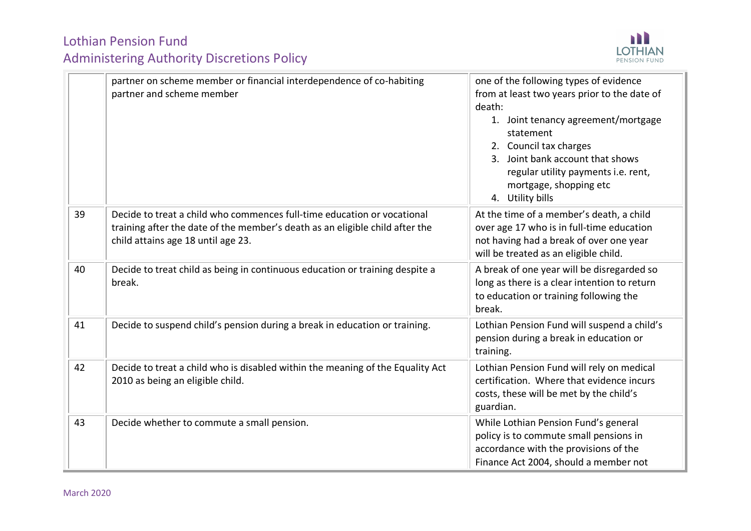| | | |
|---|---|---|
| | partner on scheme member or financial interdependence of co-habiting partner and scheme member | one of the following types of evidence from at least two years prior to the date of death:<br>1. Joint tenancy agreement/mortgage statement<br>2. Council tax charges<br>3. Joint bank account that shows regular utility payments i.e. rent, mortgage, shopping etc<br>4. Utility bills |
| 39 | Decide to treat a child who commences full-time education or vocational training after the date of the member's death as an eligible child after the child attains age 18 until age 23. | At the time of a member's death, a child over age 17 who is in full-time education not having had a break of over one year will be treated as an eligible child. |
| 40 | Decide to treat child as being in continuous education or training despite a break. | A break of one year will be disregarded so long as there is a clear intention to return to education or training following the break. |
| 41 | Decide to suspend child's pension during a break in education or training. | Lothian Pension Fund will suspend a child's pension during a break in education or training. |
| 42 | Decide to treat a child who is disabled within the meaning of the Equality Act 2010 as being an eligible child. | Lothian Pension Fund will rely on medical certification. Where that evidence incurs costs, these will be met by the child's guardian. |
| 43 | Decide whether to commute a small pension. | While Lothian Pension Fund's general policy is to commute small pensions in accordance with the provisions of the Finance Act 2004, should a member not |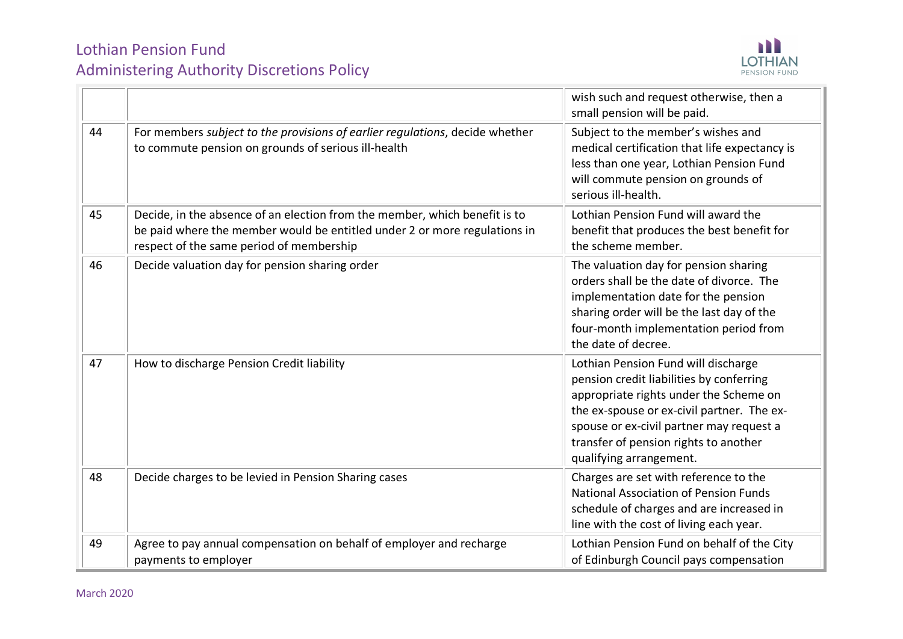| | | |
|---|---|---|
| | | wish such and request otherwise, then a small pension will be paid. |
| 44 | For members *subject to the provisions of earlier regulations*, decide whether to commute pension on grounds of serious ill-health | Subject to the member's wishes and medical certification that life expectancy is less than one year, Lothian Pension Fund will commute pension on grounds of serious ill-health. |
| 45 | Decide, in the absence of an election from the member, which benefit is to be paid where the member would be entitled under 2 or more regulations in respect of the same period of membership | Lothian Pension Fund will award the benefit that produces the best benefit for the scheme member. |
| 46 | Decide valuation day for pension sharing order | The valuation day for pension sharing orders shall be the date of divorce. The implementation date for the pension sharing order will be the last day of the four-month implementation period from the date of decree. |
| 47 | How to discharge Pension Credit liability | Lothian Pension Fund will discharge pension credit liabilities by conferring appropriate rights under the Scheme on the ex-spouse or ex-civil partner. The ex-spouse or ex-civil partner may request a transfer of pension rights to another qualifying arrangement. |
| 48 | Decide charges to be levied in Pension Sharing cases | Charges are set with reference to the National Association of Pension Funds schedule of charges and are increased in line with the cost of living each year. |
| 49 | Agree to pay annual compensation on behalf of employer and recharge payments to employer | Lothian Pension Fund on behalf of the City of Edinburgh Council pays compensation |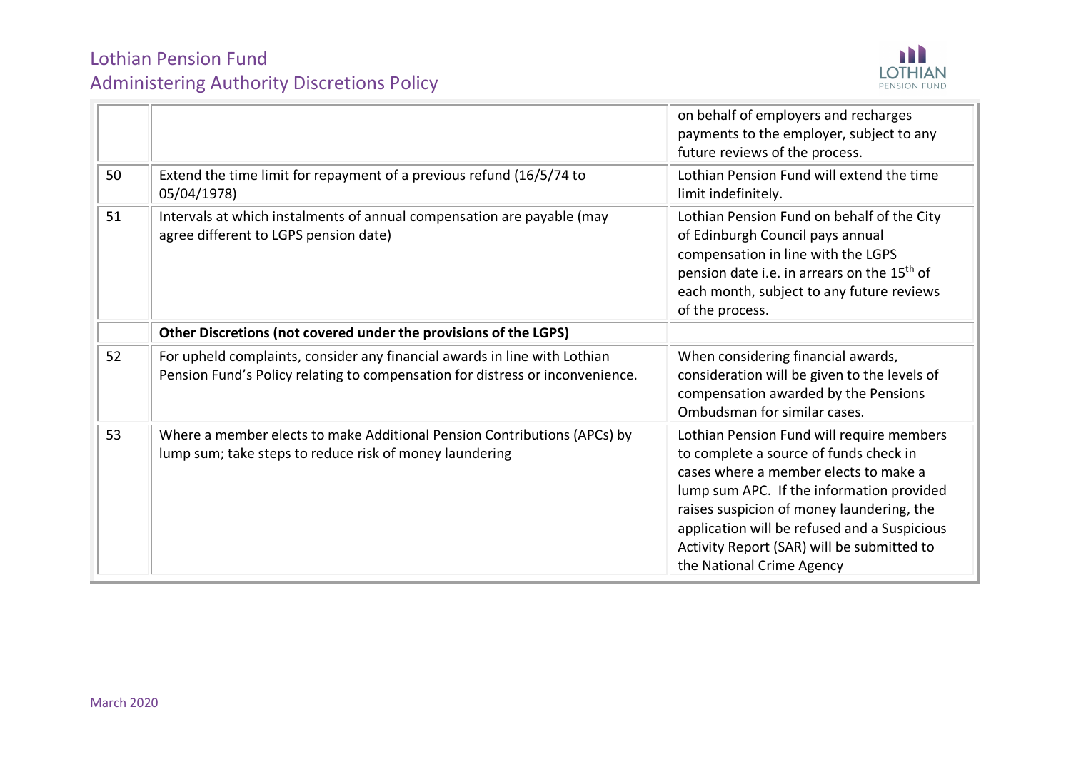| | | |
|---|---|---|
| | | on behalf of employers and recharges payments to the employer, subject to any future reviews of the process. |
| 50 | Extend the time limit for repayment of a previous refund (16/5/74 to 05/04/1978) | Lothian Pension Fund will extend the time limit indefinitely. |
| 51 | Intervals at which instalments of annual compensation are payable (may agree different to LGPS pension date) | Lothian Pension Fund on behalf of the City of Edinburgh Council pays annual compensation in line with the LGPS pension date i.e. in arrears on the 15th of each month, subject to any future reviews of the process. |
| | **Other Discretions (not covered under the provisions of the LGPS)** | |
| 52 | For upheld complaints, consider any financial awards in line with Lothian Pension Fund's Policy relating to compensation for distress or inconvenience. | When considering financial awards, consideration will be given to the levels of compensation awarded by the Pensions Ombudsman for similar cases. |
| 53 | Where a member elects to make Additional Pension Contributions (APCs) by lump sum; take steps to reduce risk of money laundering | Lothian Pension Fund will require members to complete a source of funds check in cases where a member elects to make a lump sum APC. If the information provided raises suspicion of money laundering, the application will be refused and a Suspicious Activity Report (SAR) will be submitted to the National Crime Agency |